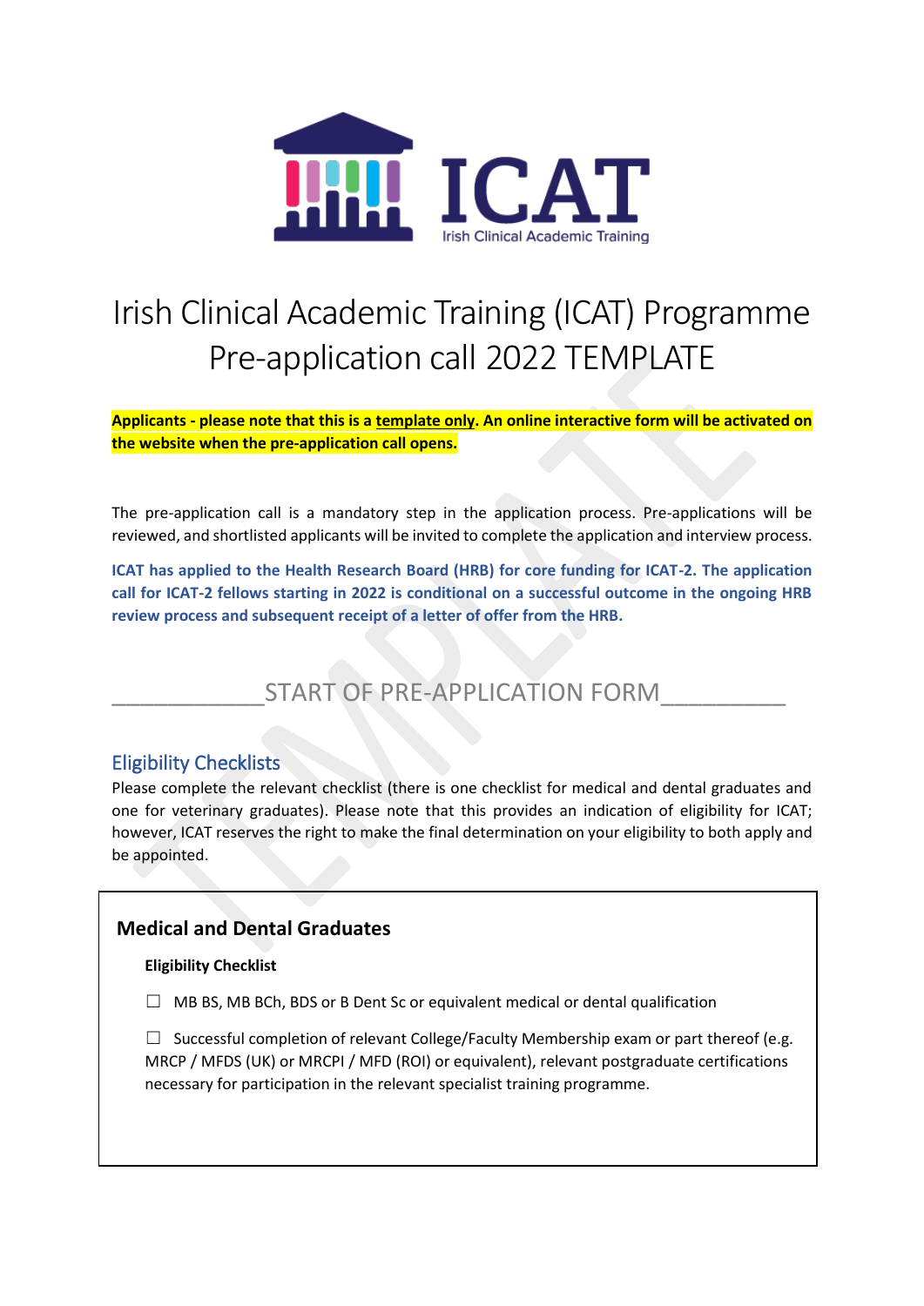# Irish Clinical Academic Training (ICAT) Programme Pre-application call 2022 TEMPLATE

**Applicants - please note that this is a template only. An online interactive form will be activated on the website when the pre-application call opens.**

The pre-application call is a mandatory step in the application process. Pre-applications will be reviewed, and shortlisted applicants will be invited to complete the application and interview process.

**ICAT has applied to the Health Research Board (HRB) for core funding for ICAT-2. The application call for ICAT-2 fellows starting in 2022 is conditional on a successful outcome in the ongoing HRB review process and subsequent receipt of a letter of offer from the HRB.**

___________START OF PRE-APPLICATION FORM_________

## Eligibility Checklists

Please complete the relevant checklist (there is one checklist for medical and dental graduates and one for veterinary graduates). Please note that this provides an indication of eligibility for ICAT; however, ICAT reserves the right to make the final determination on your eligibility to both apply and be appointed.

### Medical and Dental Graduates

**Eligibility Checklist**

☐ MB BS, MB BCh, BDS or B Dent Sc or equivalent medical or dental qualification

☐ Successful completion of relevant College/Faculty Membership exam or part thereof (e.g. MRCP / MFDS (UK) or MRCPI / MFD (ROI) or equivalent), relevant postgraduate certifications necessary for participation in the relevant specialist training programme.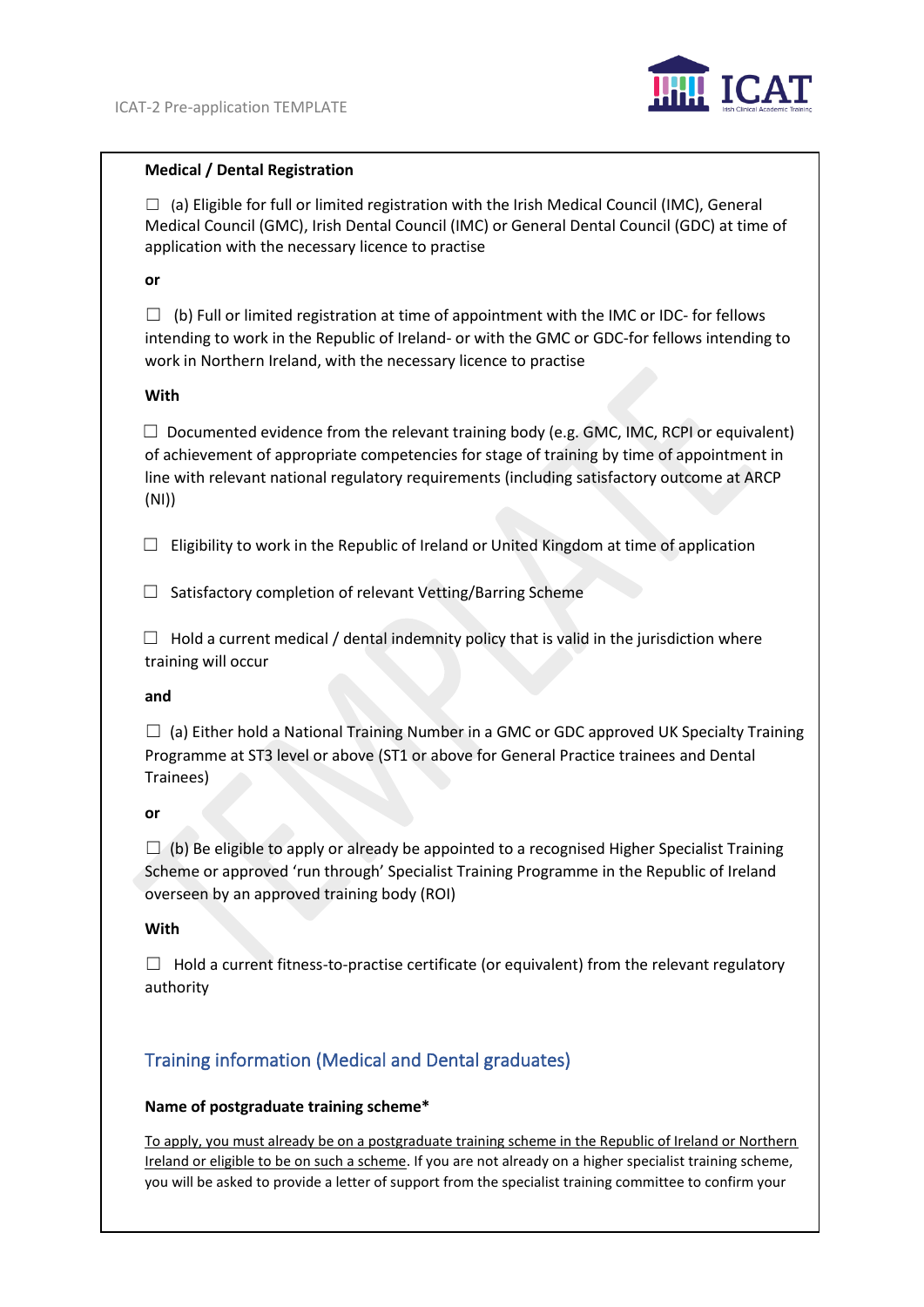**Medical / Dental Registration**

☐ (a) Eligible for full or limited registration with the Irish Medical Council (IMC), General Medical Council (GMC), Irish Dental Council (IMC) or General Dental Council (GDC) at time of application with the necessary licence to practise

**or**

☐ (b) Full or limited registration at time of appointment with the IMC or IDC- for fellows intending to work in the Republic of Ireland- or with the GMC or GDC-for fellows intending to work in Northern Ireland, with the necessary licence to practise

**With**

☐ Documented evidence from the relevant training body (e.g. GMC, IMC, RCPI or equivalent) of achievement of appropriate competencies for stage of training by time of appointment in line with relevant national regulatory requirements (including satisfactory outcome at ARCP (NI))

☐ Eligibility to work in the Republic of Ireland or United Kingdom at time of application

☐ Satisfactory completion of relevant Vetting/Barring Scheme

☐ Hold a current medical / dental indemnity policy that is valid in the jurisdiction where training will occur

**and**

☐ (a) Either hold a National Training Number in a GMC or GDC approved UK Specialty Training Programme at ST3 level or above (ST1 or above for General Practice trainees and Dental Trainees)

**or**

☐ (b) Be eligible to apply or already be appointed to a recognised Higher Specialist Training Scheme or approved 'run through' Specialist Training Programme in the Republic of Ireland overseen by an approved training body (ROI)

**With**

☐ Hold a current fitness-to-practise certificate (or equivalent) from the relevant regulatory authority

## Training information (Medical and Dental graduates)

**Name of postgraduate training scheme***

To apply, you must already be on a postgraduate training scheme in the Republic of Ireland or Northern Ireland or eligible to be on such a scheme. If you are not already on a higher specialist training scheme, you will be asked to provide a letter of support from the specialist training committee to confirm your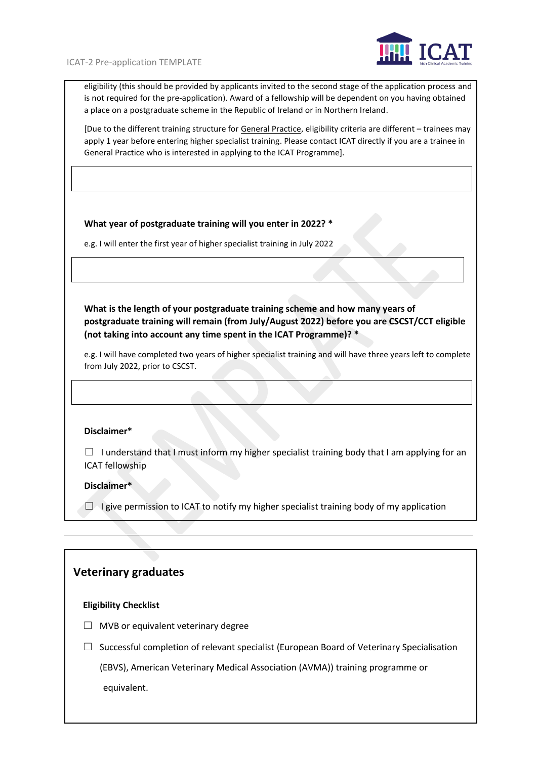eligibility (this should be provided by applicants invited to the second stage of the application process and is not required for the pre-application). Award of a fellowship will be dependent on you having obtained a place on a postgraduate scheme in the Republic of Ireland or in Northern Ireland.

[Due to the different training structure for General Practice, eligibility criteria are different – trainees may apply 1 year before entering higher specialist training. Please contact ICAT directly if you are a trainee in General Practice who is interested in applying to the ICAT Programme].

**What year of postgraduate training will you enter in 2022? ***

e.g. I will enter the first year of higher specialist training in July 2022

**What is the length of your postgraduate training scheme and how many years of postgraduate training will remain (from July/August 2022) before you are CSCST/CCT eligible (not taking into account any time spent in the ICAT Programme)? ***

e.g. I will have completed two years of higher specialist training and will have three years left to complete from July 2022, prior to CSCST.

**Disclaimer***

☐ I understand that I must inform my higher specialist training body that I am applying for an ICAT fellowship

**Disclaimer***

☐ I give permission to ICAT to notify my higher specialist training body of my application

---

## Veterinary graduates

**Eligibility Checklist**

☐ MVB or equivalent veterinary degree

☐ Successful completion of relevant specialist (European Board of Veterinary Specialisation (EBVS), American Veterinary Medical Association (AVMA)) training programme or equivalent.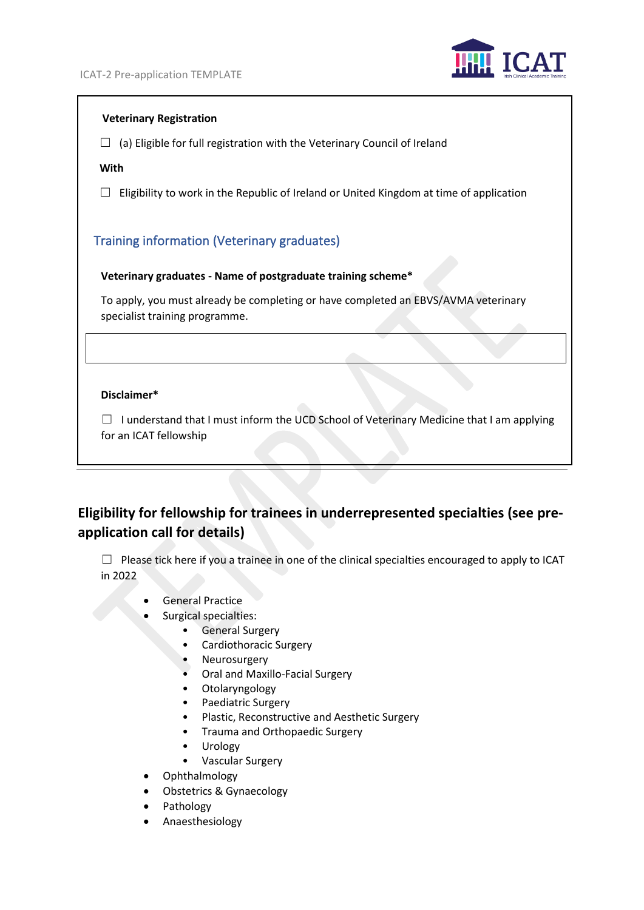**Veterinary Registration**

☐ (a) Eligible for full registration with the Veterinary Council of Ireland

**With**

☐ Eligibility to work in the Republic of Ireland or United Kingdom at time of application

## Training information (Veterinary graduates)

**Veterinary graduates - Name of postgraduate training scheme***

To apply, you must already be completing or have completed an EBVS/AVMA veterinary specialist training programme.

| |
|---|
| |

**Disclaimer***

☐ I understand that I must inform the UCD School of Veterinary Medicine that I am applying for an ICAT fellowship

## Eligibility for fellowship for trainees in underrepresented specialties (see pre-application call for details)

☐ Please tick here if you a trainee in one of the clinical specialties encouraged to apply to ICAT in 2022

- General Practice
- Surgical specialties:
  - General Surgery
  - Cardiothoracic Surgery
  - Neurosurgery
  - Oral and Maxillo-Facial Surgery
  - Otolaryngology
  - Paediatric Surgery
  - Plastic, Reconstructive and Aesthetic Surgery
  - Trauma and Orthopaedic Surgery
  - Urology
  - Vascular Surgery
- Ophthalmology
- Obstetrics & Gynaecology
- Pathology
- Anaesthesiology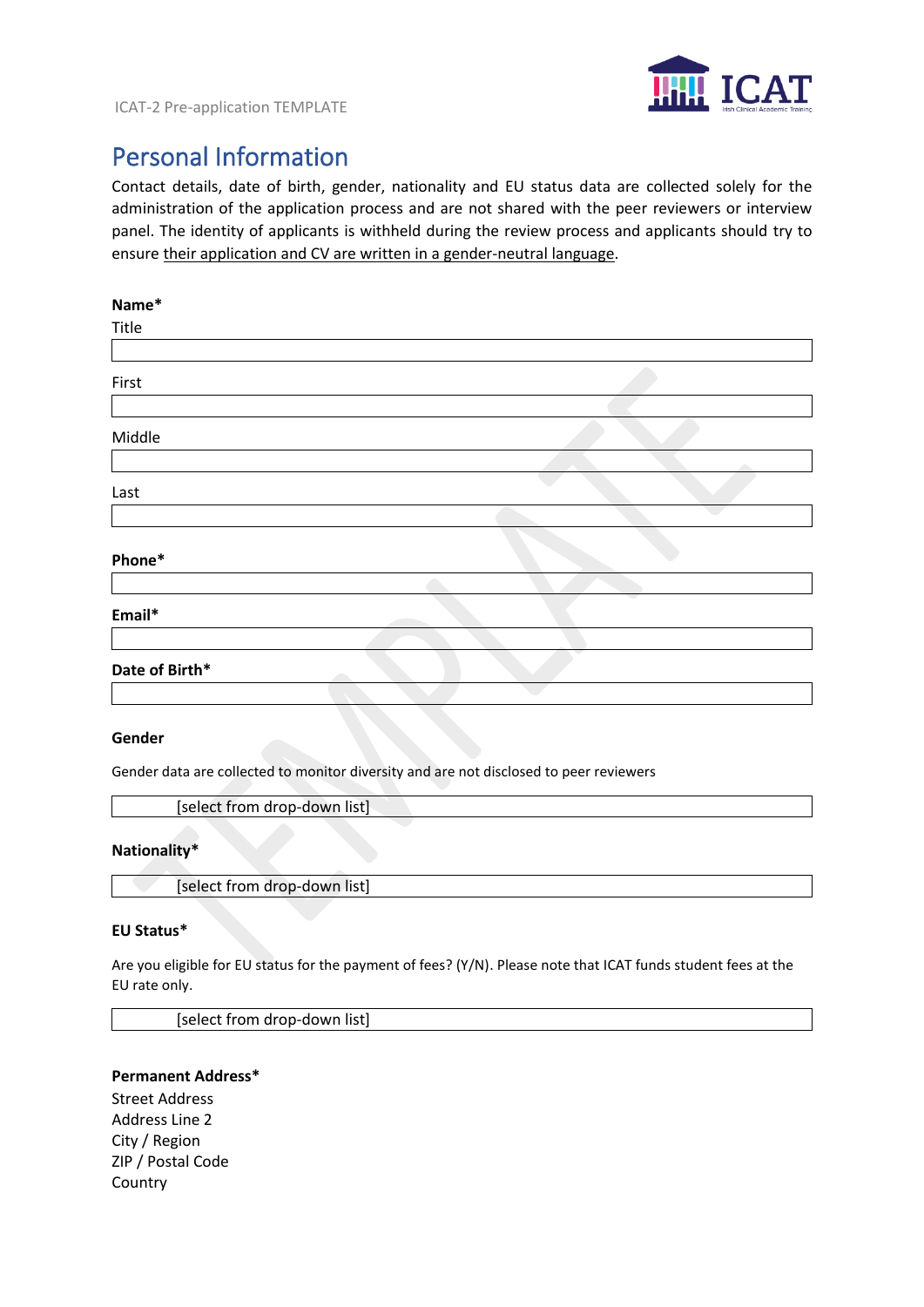# Personal Information

Contact details, date of birth, gender, nationality and EU status data are collected solely for the administration of the application process and are not shared with the peer reviewers or interview panel. The identity of applicants is withheld during the review process and applicants should try to ensure their application and CV are written in a gender-neutral language.

**Name***

Title

First

Middle

Last

**Phone***

**Email***

**Date of Birth***

**Gender**

Gender data are collected to monitor diversity and are not disclosed to peer reviewers

[select from drop-down list]

**Nationality***

[select from drop-down list]

**EU Status***

Are you eligible for EU status for the payment of fees? (Y/N). Please note that ICAT funds student fees at the EU rate only.

[select from drop-down list]

**Permanent Address***

Street Address
Address Line 2
City / Region
ZIP / Postal Code
Country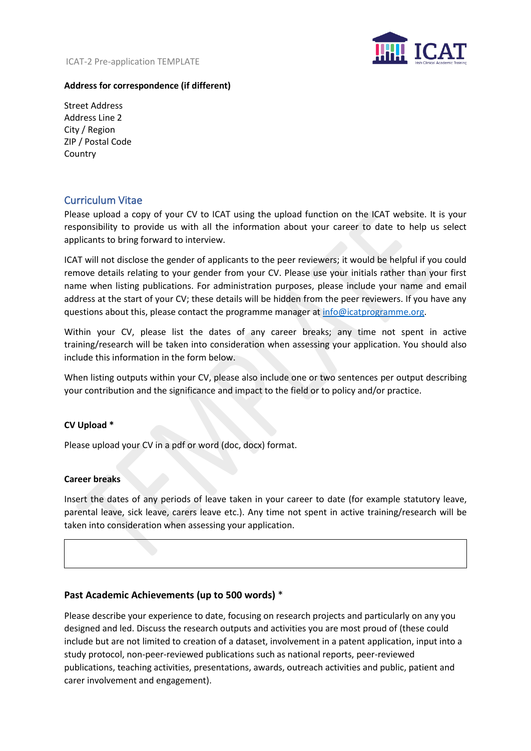**Address for correspondence (if different)**

Street Address
Address Line 2
City / Region
ZIP / Postal Code
Country

## Curriculum Vitae

Please upload a copy of your CV to ICAT using the upload function on the ICAT website. It is your responsibility to provide us with all the information about your career to date to help us select applicants to bring forward to interview.

ICAT will not disclose the gender of applicants to the peer reviewers; it would be helpful if you could remove details relating to your gender from your CV. Please use your initials rather than your first name when listing publications. For administration purposes, please include your name and email address at the start of your CV; these details will be hidden from the peer reviewers. If you have any questions about this, please contact the programme manager at info@icatprogramme.org.

Within your CV, please list the dates of any career breaks; any time not spent in active training/research will be taken into consideration when assessing your application. You should also include this information in the form below.

When listing outputs within your CV, please also include one or two sentences per output describing your contribution and the significance and impact to the field or to policy and/or practice.

**CV Upload** *

Please upload your CV in a pdf or word (doc, docx) format.

**Career breaks**

Insert the dates of any periods of leave taken in your career to date (for example statutory leave, parental leave, sick leave, carers leave etc.). Any time not spent in active training/research will be taken into consideration when assessing your application.

### Past Academic Achievements (up to 500 words) *

Please describe your experience to date, focusing on research projects and particularly on any you designed and led. Discuss the research outputs and activities you are most proud of (these could include but are not limited to creation of a dataset, involvement in a patent application, input into a study protocol, non-peer-reviewed publications such as national reports, peer-reviewed publications, teaching activities, presentations, awards, outreach activities and public, patient and carer involvement and engagement).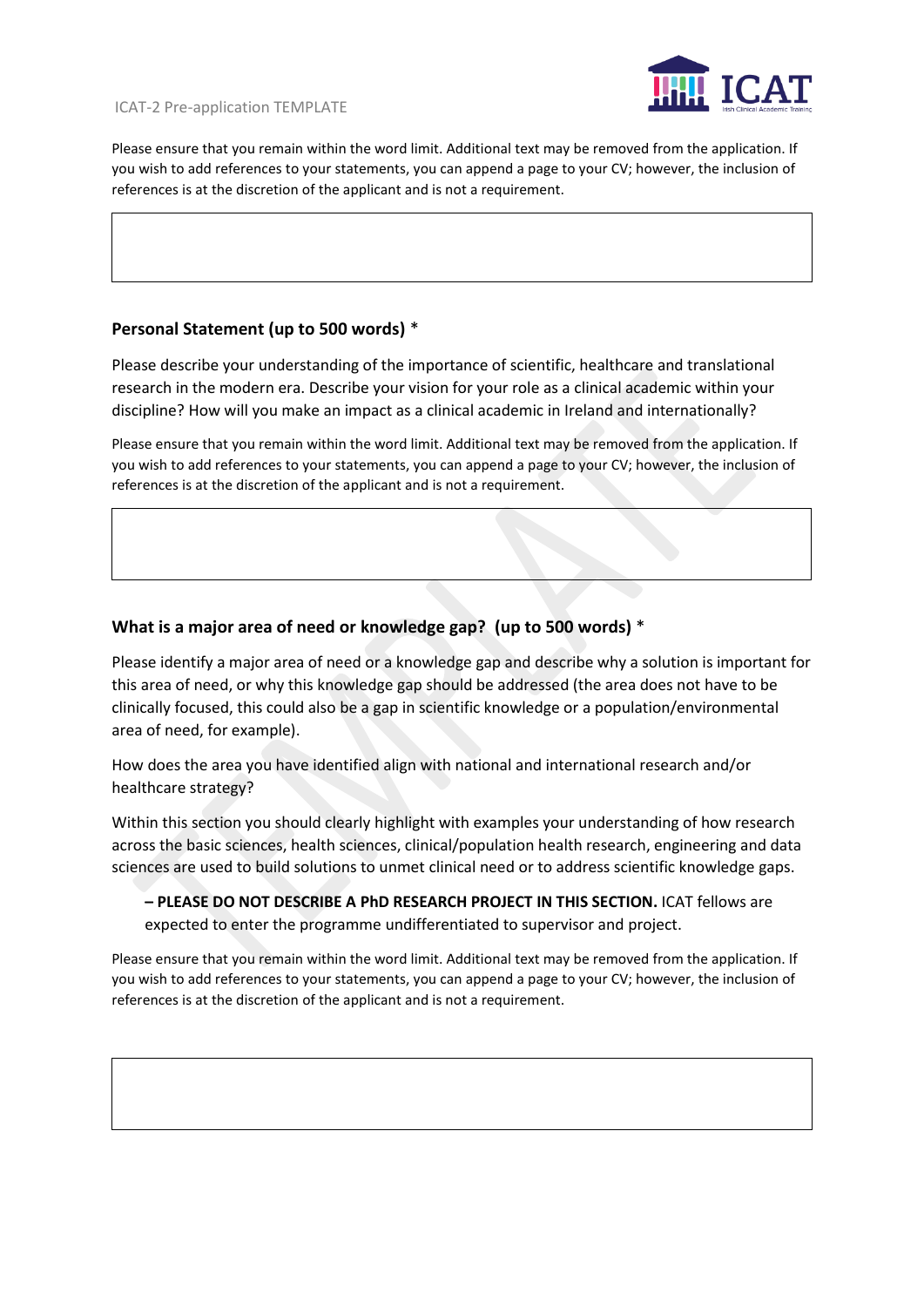Please ensure that you remain within the word limit. Additional text may be removed from the application. If you wish to add references to your statements, you can append a page to your CV; however, the inclusion of references is at the discretion of the applicant and is not a requirement.

### Personal Statement (up to 500 words) *

Please describe your understanding of the importance of scientific, healthcare and translational research in the modern era. Describe your vision for your role as a clinical academic within your discipline? How will you make an impact as a clinical academic in Ireland and internationally?

Please ensure that you remain within the word limit. Additional text may be removed from the application. If you wish to add references to your statements, you can append a page to your CV; however, the inclusion of references is at the discretion of the applicant and is not a requirement.

### What is a major area of need or knowledge gap? (up to 500 words) *

Please identify a major area of need or a knowledge gap and describe why a solution is important for this area of need, or why this knowledge gap should be addressed (the area does not have to be clinically focused, this could also be a gap in scientific knowledge or a population/environmental area of need, for example).

How does the area you have identified align with national and international research and/or healthcare strategy?

Within this section you should clearly highlight with examples your understanding of how research across the basic sciences, health sciences, clinical/population health research, engineering and data sciences are used to build solutions to unmet clinical need or to address scientific knowledge gaps.

> **– PLEASE DO NOT DESCRIBE A PhD RESEARCH PROJECT IN THIS SECTION.** ICAT fellows are expected to enter the programme undifferentiated to supervisor and project.

Please ensure that you remain within the word limit. Additional text may be removed from the application. If you wish to add references to your statements, you can append a page to your CV; however, the inclusion of references is at the discretion of the applicant and is not a requirement.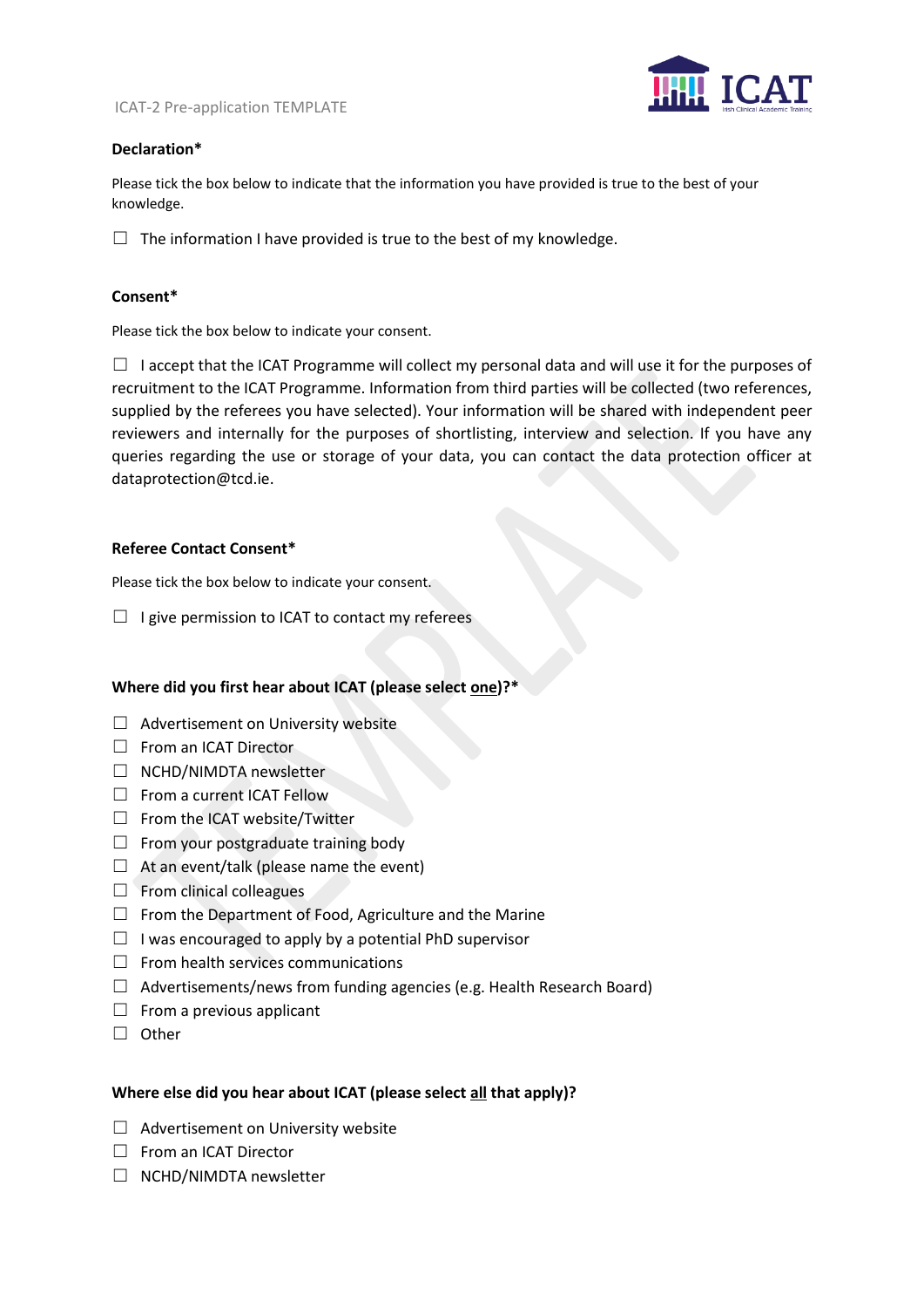**Declaration***

Please tick the box below to indicate that the information you have provided is true to the best of your knowledge.

☐ The information I have provided is true to the best of my knowledge.

**Consent***

Please tick the box below to indicate your consent.

☐ I accept that the ICAT Programme will collect my personal data and will use it for the purposes of recruitment to the ICAT Programme. Information from third parties will be collected (two references, supplied by the referees you have selected). Your information will be shared with independent peer reviewers and internally for the purposes of shortlisting, interview and selection. If you have any queries regarding the use or storage of your data, you can contact the data protection officer at dataprotection@tcd.ie.

**Referee Contact Consent***

Please tick the box below to indicate your consent.

☐ I give permission to ICAT to contact my referees

**Where did you first hear about ICAT (please select one)?***

☐ Advertisement on University website
☐ From an ICAT Director
☐ NCHD/NIMDTA newsletter
☐ From a current ICAT Fellow
☐ From the ICAT website/Twitter
☐ From your postgraduate training body
☐ At an event/talk (please name the event)
☐ From clinical colleagues
☐ From the Department of Food, Agriculture and the Marine
☐ I was encouraged to apply by a potential PhD supervisor
☐ From health services communications
☐ Advertisements/news from funding agencies (e.g. Health Research Board)
☐ From a previous applicant
☐ Other

**Where else did you hear about ICAT (please select all that apply)?**

☐ Advertisement on University website
☐ From an ICAT Director
☐ NCHD/NIMDTA newsletter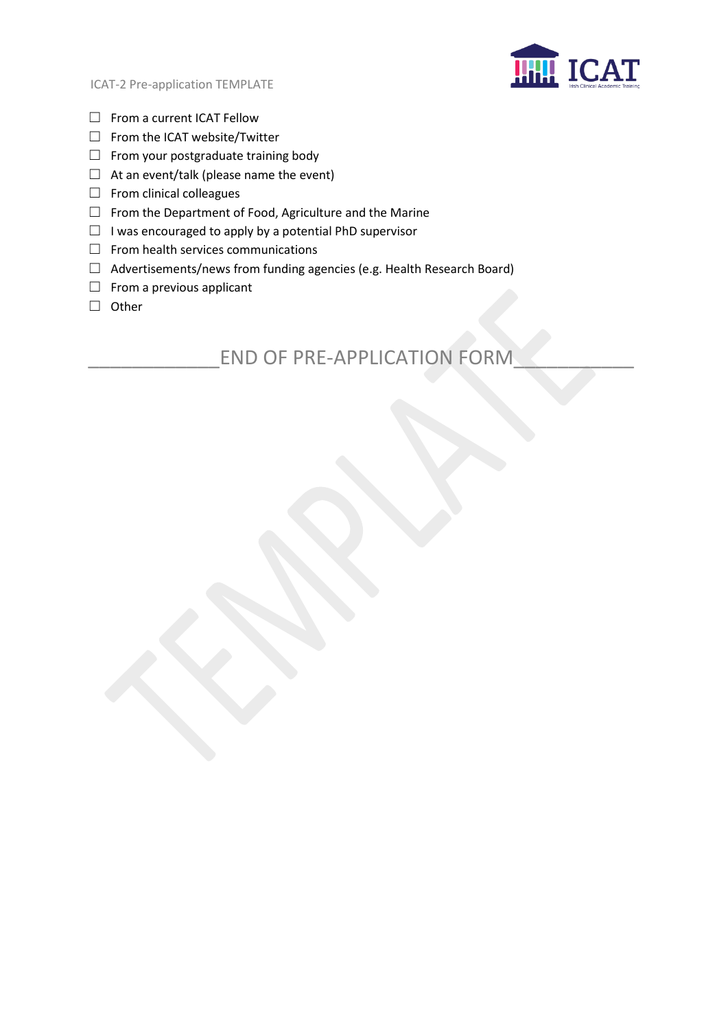- ☐ From a current ICAT Fellow
- ☐ From the ICAT website/Twitter
- ☐ From your postgraduate training body
- ☐ At an event/talk (please name the event)
- ☐ From clinical colleagues
- ☐ From the Department of Food, Agriculture and the Marine
- ☐ I was encouraged to apply by a potential PhD supervisor
- ☐ From health services communications
- ☐ Advertisements/news from funding agencies (e.g. Health Research Board)
- ☐ From a previous applicant
- ☐ Other

_____________END OF PRE-APPLICATION FORM___________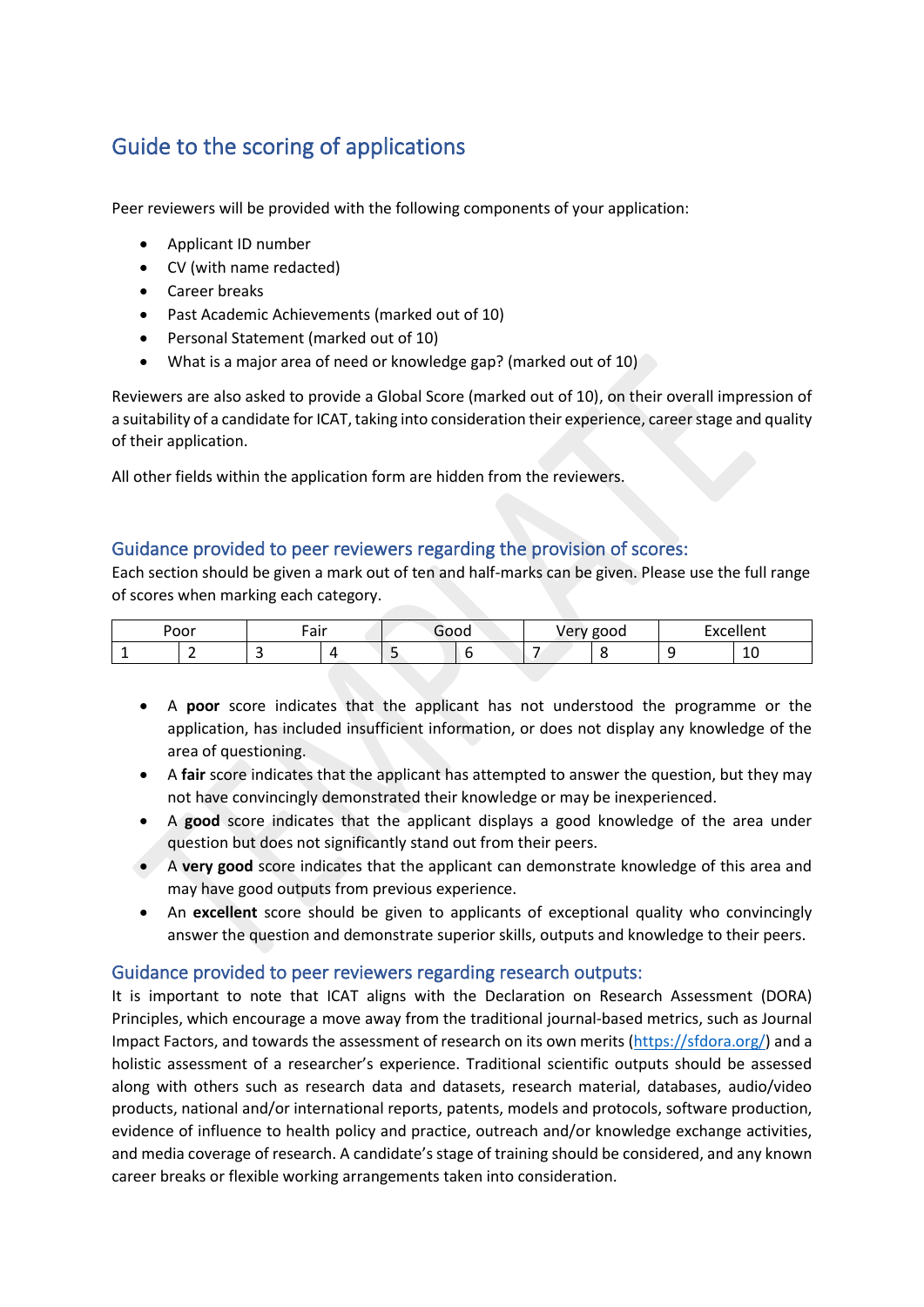# Guide to the scoring of applications

Peer reviewers will be provided with the following components of your application:

- Applicant ID number
- CV (with name redacted)
- Career breaks
- Past Academic Achievements (marked out of 10)
- Personal Statement (marked out of 10)
- What is a major area of need or knowledge gap? (marked out of 10)

Reviewers are also asked to provide a Global Score (marked out of 10), on their overall impression of a suitability of a candidate for ICAT, taking into consideration their experience, career stage and quality of their application.

All other fields within the application form are hidden from the reviewers.

## Guidance provided to peer reviewers regarding the provision of scores:

Each section should be given a mark out of ten and half-marks can be given. Please use the full range of scores when marking each category.

| Poor | | Fair | | Good | | Very good | | Excellent | |
|---|---|---|---|---|---|---|---|---|---|
| 1 | 2 | 3 | 4 | 5 | 6 | 7 | 8 | 9 | 10 |

- A **poor** score indicates that the applicant has not understood the programme or the application, has included insufficient information, or does not display any knowledge of the area of questioning.
- A **fair** score indicates that the applicant has attempted to answer the question, but they may not have convincingly demonstrated their knowledge or may be inexperienced.
- A **good** score indicates that the applicant displays a good knowledge of the area under question but does not significantly stand out from their peers.
- A **very good** score indicates that the applicant can demonstrate knowledge of this area and may have good outputs from previous experience.
- An **excellent** score should be given to applicants of exceptional quality who convincingly answer the question and demonstrate superior skills, outputs and knowledge to their peers.

## Guidance provided to peer reviewers regarding research outputs:

It is important to note that ICAT aligns with the Declaration on Research Assessment (DORA) Principles, which encourage a move away from the traditional journal-based metrics, such as Journal Impact Factors, and towards the assessment of research on its own merits (https://sfdora.org/) and a holistic assessment of a researcher's experience. Traditional scientific outputs should be assessed along with others such as research data and datasets, research material, databases, audio/video products, national and/or international reports, patents, models and protocols, software production, evidence of influence to health policy and practice, outreach and/or knowledge exchange activities, and media coverage of research. A candidate's stage of training should be considered, and any known career breaks or flexible working arrangements taken into consideration.